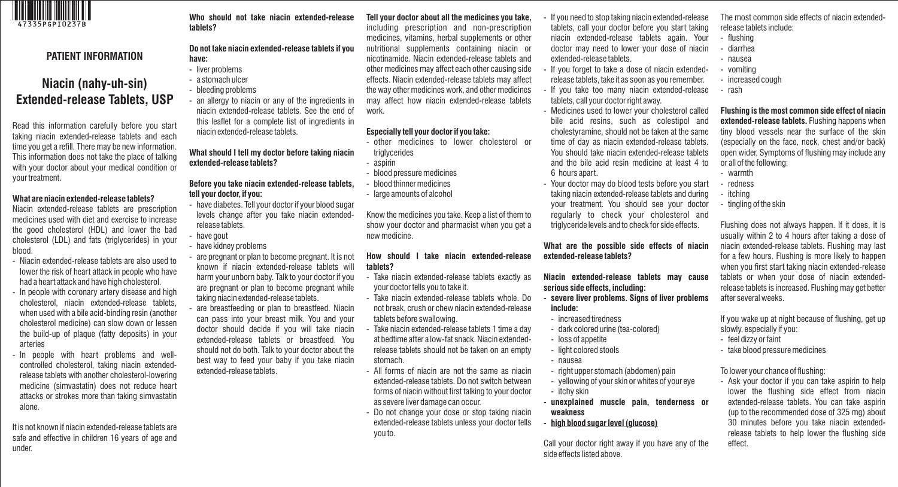47335PGPI0237B

**PATIENT INFORMATION**

# Niacin (nahy-uh-sin) Extended-release Tablets, USP

Read this information carefully before you start taking niacin extended-release tablets and each time you get a refill. There may be new information. This information does not take the place of talking with your doctor about your medical condition or your treatment.

**What are niacin extended-release tablets?**

Niacin extended-release tablets are prescription medicines used with diet and exercise to increase the good cholesterol (HDL) and lower the bad cholesterol (LDL) and fats (triglycerides) in your blood.

- Niacin extended-release tablets are also used to lower the risk of heart attack in people who have had a heart attack and have high cholesterol.
- In people with coronary artery disease and high cholesterol, niacin extended-release tablets, when used with a bile acid-binding resin (another cholesterol medicine) can slow down or lessen the build-up of plaque (fatty deposits) in your arteries
- In people with heart problems and well-controlled cholesterol, taking niacin extended-release tablets with another cholesterol-lowering medicine (simvastatin) does not reduce heart attacks or strokes more than taking simvastatin alone.

It is not known if niacin extended-release tablets are safe and effective in children 16 years of age and under.

**Who should not take niacin extended-release tablets?**

**Do not take niacin extended-release tablets if you have:**

- liver problems
- a stomach ulcer
- bleeding problems
- an allergy to niacin or any of the ingredients in niacin extended-release tablets. See the end of this leaflet for a complete list of ingredients in niacin extended-release tablets.

**What should I tell my doctor before taking niacin extended-release tablets?**

**Before you take niacin extended-release tablets, tell your doctor, if you:**

- have diabetes. Tell your doctor if your blood sugar levels change after you take niacin extended-release tablets.
- have gout
- have kidney problems
- are pregnant or plan to become pregnant. It is not known if niacin extended-release tablets will harm your unborn baby. Talk to your doctor if you are pregnant or plan to become pregnant while taking niacin extended-release tablets.
- are breastfeeding or plan to breastfeed. Niacin can pass into your breast milk. You and your doctor should decide if you will take niacin extended-release tablets or breastfeed. You should not do both. Talk to your doctor about the best way to feed your baby if you take niacin extended-release tablets.

**Tell your doctor about all the medicines you take,** including prescription and non-prescription medicines, vitamins, herbal supplements or other nutritional supplements containing niacin or nicotinamide. Niacin extended-release tablets and other medicines may affect each other causing side effects. Niacin extended-release tablets may affect the way other medicines work, and other medicines may affect how niacin extended-release tablets work.

**Especially tell your doctor if you take:**

- other medicines to lower cholesterol or triglycerides
- aspirin
- blood pressure medicines
- blood thinner medicines
- large amounts of alcohol

Know the medicines you take. Keep a list of them to show your doctor and pharmacist when you get a new medicine.

**How should I take niacin extended-release tablets?**

- Take niacin extended-release tablets exactly as your doctor tells you to take it.
- Take niacin extended-release tablets whole. Do not break, crush or chew niacin extended-release tablets before swallowing.
- Take niacin extended-release tablets 1 time a day at bedtime after a low-fat snack. Niacin extended-release tablets should not be taken on an empty stomach.
- All forms of niacin are not the same as niacin extended-release tablets. Do not switch between forms of niacin without first talking to your doctor as severe liver damage can occur.
- Do not change your dose or stop taking niacin extended-release tablets unless your doctor tells you to.
- If you need to stop taking niacin extended-release tablets, call your doctor before you start taking niacin extended-release tablets again. Your doctor may need to lower your dose of niacin extended-release tablets.
- If you forget to take a dose of niacin extended-release tablets, take it as soon as you remember.
- If you take too many niacin extended-release tablets, call your doctor right away.
- Medicines used to lower your cholesterol called bile acid resins, such as colestipol and cholestyramine, should not be taken at the same time of day as niacin extended-release tablets. You should take niacin extended-release tablets and the bile acid resin medicine at least 4 to 6 hours apart.
- Your doctor may do blood tests before you start taking niacin extended-release tablets and during your treatment. You should see your doctor regularly to check your cholesterol and triglyceride levels and to check for side effects.

**What are the possible side effects of niacin extended-release tablets?**

**Niacin extended-release tablets may cause serious side effects, including:**

- **severe liver problems. Signs of liver problems include:**
  - increased tiredness
  - dark colored urine (tea-colored)
  - loss of appetite
  - light colored stools
  - nausea
  - right upper stomach (abdomen) pain
  - yellowing of your skin or whites of your eye
  - itchy skin
- **unexplained muscle pain, tenderness or weakness**
- **high blood sugar level (glucose)**

Call your doctor right away if you have any of the side effects listed above.

The most common side effects of niacin extended-release tablets include:

- flushing
- diarrhea
- nausea
- vomiting
- increased cough
- rash

**Flushing is the most common side effect of niacin extended-release tablets.** Flushing happens when tiny blood vessels near the surface of the skin (especially on the face, neck, chest and/or back) open wider. Symptoms of flushing may include any or all of the following:

- warmth
- redness
- itching
- tingling of the skin

Flushing does not always happen. If it does, it is usually within 2 to 4 hours after taking a dose of niacin extended-release tablets. Flushing may last for a few hours. Flushing is more likely to happen when you first start taking niacin extended-release tablets or when your dose of niacin extended-release tablets is increased. Flushing may get better after several weeks.

If you wake up at night because of flushing, get up slowly, especially if you:

- feel dizzy or faint
- take blood pressure medicines

To lower your chance of flushing:

- Ask your doctor if you can take aspirin to help lower the flushing side effect from niacin extended-release tablets. You can take aspirin (up to the recommended dose of 325 mg) about 30 minutes before you take niacin extended-release tablets to help lower the flushing side effect.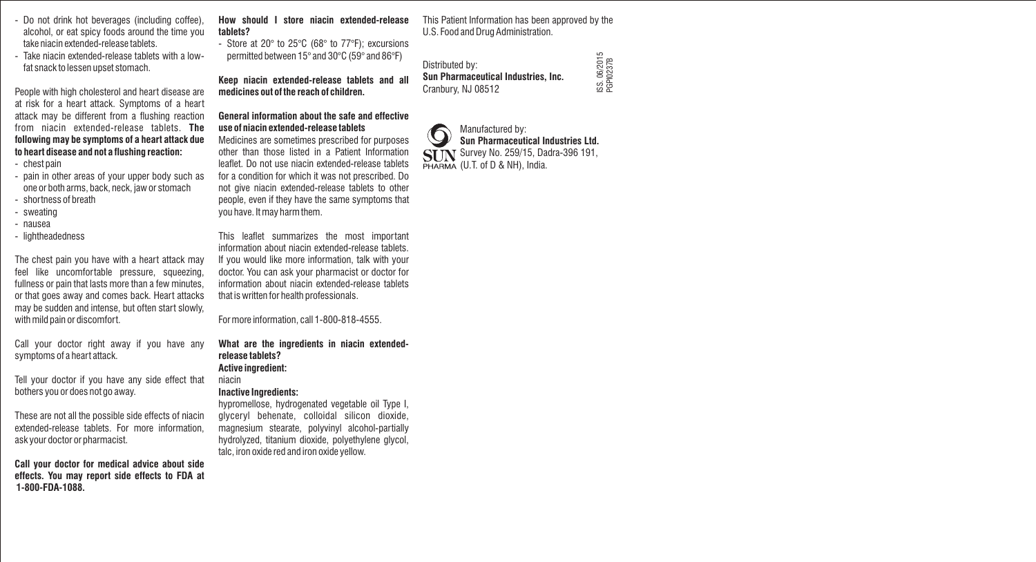- Do not drink hot beverages (including coffee), alcohol, or eat spicy foods around the time you take niacin extended-release tablets.
- Take niacin extended-release tablets with a low-fat snack to lessen upset stomach.

People with high cholesterol and heart disease are at risk for a heart attack. Symptoms of a heart attack may be different from a flushing reaction from niacin extended-release tablets. **The following may be symptoms of a heart attack due to heart disease and not a flushing reaction:**

- chest pain
- pain in other areas of your upper body such as one or both arms, back, neck, jaw or stomach
- shortness of breath
- sweating
- nausea
- lightheadedness

The chest pain you have with a heart attack may feel like uncomfortable pressure, squeezing, fullness or pain that lasts more than a few minutes, or that goes away and comes back. Heart attacks may be sudden and intense, but often start slowly, with mild pain or discomfort.

Call your doctor right away if you have any symptoms of a heart attack.

Tell your doctor if you have any side effect that bothers you or does not go away.

These are not all the possible side effects of niacin extended-release tablets. For more information, ask your doctor or pharmacist.

**Call your doctor for medical advice about side effects. You may report side effects to FDA at 1-800-FDA-1088.**

**How should I store niacin extended-release tablets?**

- Store at 20° to 25°C (68° to 77°F); excursions permitted between 15° and 30°C (59° and 86°F)

**Keep niacin extended-release tablets and all medicines out of the reach of children.**

**General information about the safe and effective use of niacin extended-release tablets**

Medicines are sometimes prescribed for purposes other than those listed in a Patient Information leaflet. Do not use niacin extended-release tablets for a condition for which it was not prescribed. Do not give niacin extended-release tablets to other people, even if they have the same symptoms that you have. It may harm them.

This leaflet summarizes the most important information about niacin extended-release tablets. If you would like more information, talk with your doctor. You can ask your pharmacist or doctor for information about niacin extended-release tablets that is written for health professionals.

For more information, call 1-800-818-4555.

**What are the ingredients in niacin extended-release tablets?**

**Active ingredient:**

niacin

**Inactive Ingredients:**

hypromellose, hydrogenated vegetable oil Type I, glyceryl behenate, colloidal silicon dioxide, magnesium stearate, polyvinyl alcohol-partially hydrolyzed, titanium dioxide, polyethylene glycol, talc, iron oxide red and iron oxide yellow.

This Patient Information has been approved by the U.S. Food and Drug Administration.

Distributed by:
**Sun Pharmaceutical Industries, Inc.**
Cranbury, NJ 08512

ISS. 06/2015
PGPI0237B

Manufactured by:
**Sun Pharmaceutical Industries Ltd.**
Survey No. 259/15, Dadra-396 191,
(U.T. of D & NH), India.